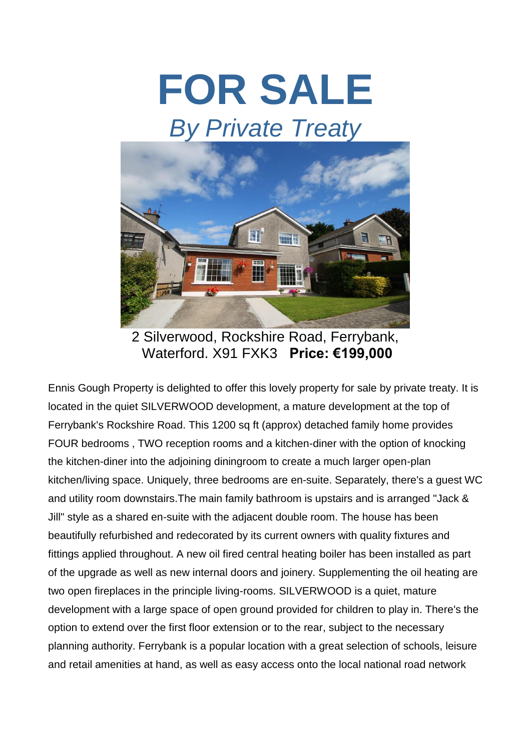# FOR SALE

## *By Private Treaty*

2 Silverwood, Rockshire Road, Ferrybank, Waterford. X91 FXK3 **Price: €199,000**

Ennis Gough Property is delighted to offer this lovely property for sale by private treaty. It is located in the quiet SILVERWOOD development, a mature development at the top of Ferrybank's Rockshire Road. This 1200 sq ft (approx) detached family home provides FOUR bedrooms , TWO reception rooms and a kitchen-diner with the option of knocking the kitchen-diner into the adjoining diningroom to create a much larger open-plan kitchen/living space. Uniquely, three bedrooms are en-suite. Separately, there's a guest WC and utility room downstairs.The main family bathroom is upstairs and is arranged "Jack & Jill" style as a shared en-suite with the adjacent double room. The house has been beautifully refurbished and redecorated by its current owners with quality fixtures and fittings applied throughout. A new oil fired central heating boiler has been installed as part of the upgrade as well as new internal doors and joinery. Supplementing the oil heating are two open fireplaces in the principle living-rooms. SILVERWOOD is a quiet, mature development with a large space of open ground provided for children to play in. There's the option to extend over the first floor extension or to the rear, subject to the necessary planning authority. Ferrybank is a popular location with a great selection of schools, leisure and retail amenities at hand, as well as easy access onto the local national road network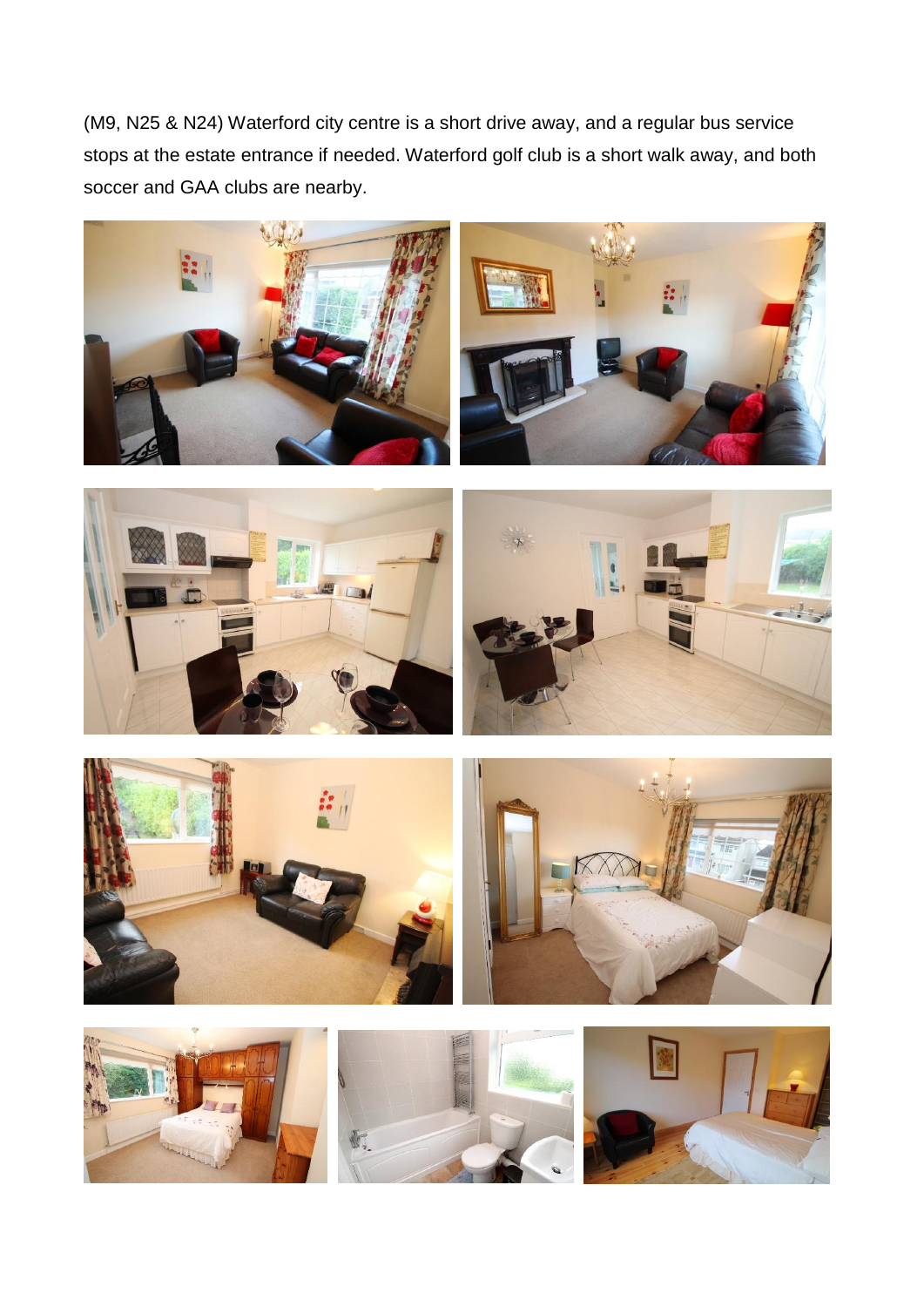(M9, N25 & N24) Waterford city centre is a short drive away, and a regular bus service stops at the estate entrance if needed. Waterford golf club is a short walk away, and both soccer and GAA clubs are nearby.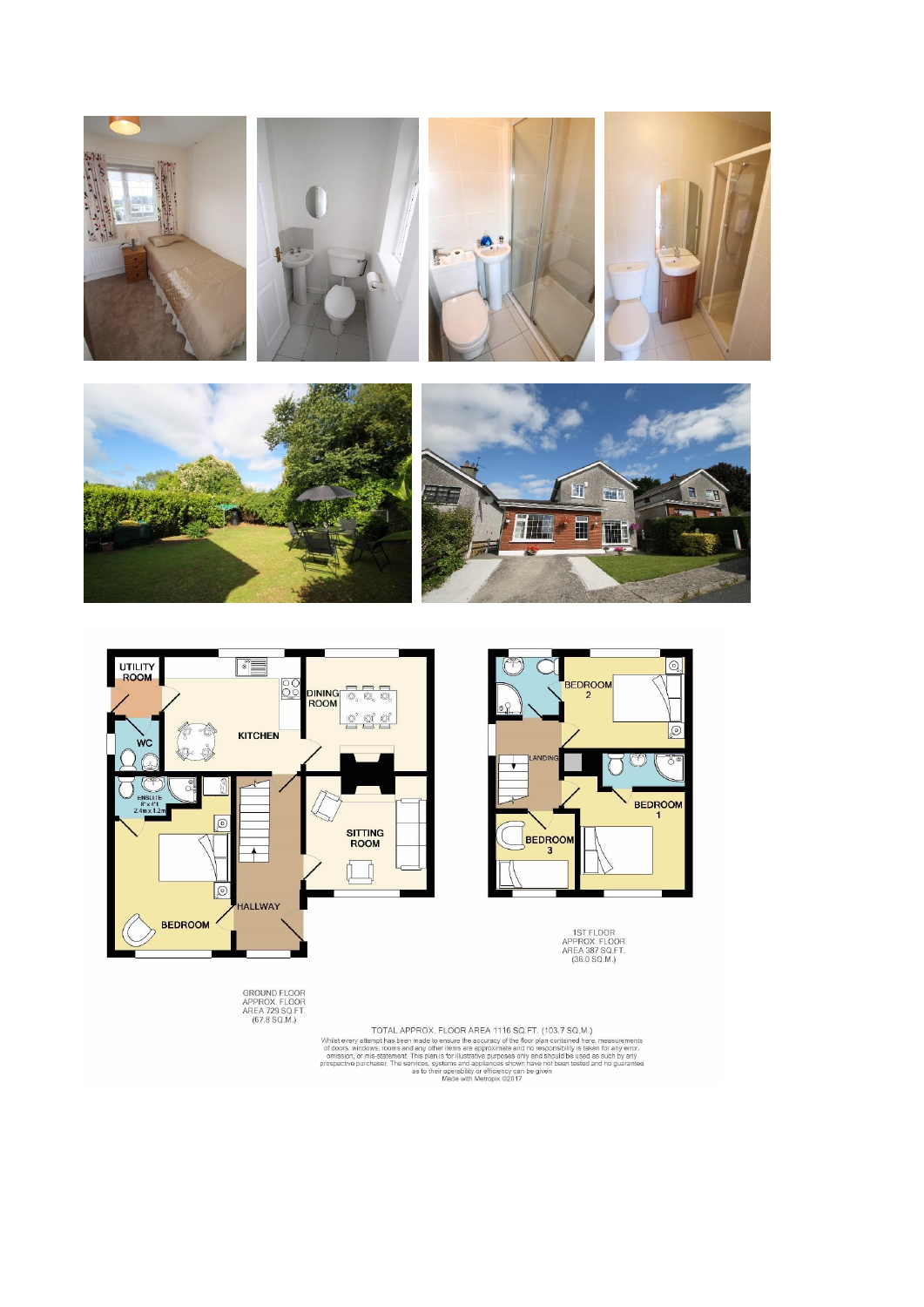UTILITY ROOM

WC

KITCHEN

DINING ROOM

ENSUITE 8' x 4'1 2.4m x 1.2m

SITTING ROOM

BEDROOM

HALLWAY

GROUND FLOOR
APPROX. FLOOR
AREA 729 SQ.FT.
(67.8 SQ.M.)

BEDROOM 2

LANDING

BEDROOM 1

BEDROOM 3

1ST FLOOR
APPROX. FLOOR
AREA 387 SQ.FT.
(36.0 SQ.M.)

TOTAL APPROX. FLOOR AREA 1116 SQ.FT. (103.7 SQ.M.)

Whilst every attempt has been made to ensure the accuracy of the floor plan contained here, measurements of doors, windows, rooms and any other items are approximate and no responsibility is taken for any error, omission, or mis-statement. This plan is for illustrative purposes only and should be used as such by any prospective purchaser. The services, systems and appliances shown have not been tested and no guarantee as to their operability or efficiency can be given
Made with Metropix ©2017